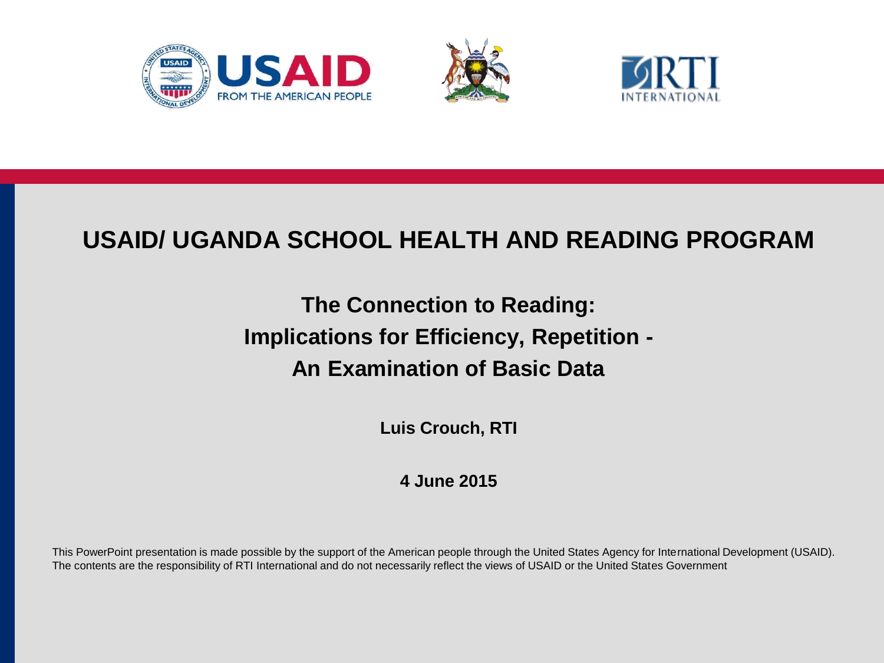# USAID/ UGANDA SCHOOL HEALTH AND READING PROGRAM

## The Connection to Reading: Implications for Efficiency, Repetition - An Examination of Basic Data

**Luis Crouch, RTI**

**4 June 2015**

This PowerPoint presentation is made possible by the support of the American people through the United States Agency for International Development (USAID). The contents are the responsibility of RTI International and do not necessarily reflect the views of USAID or the United States Government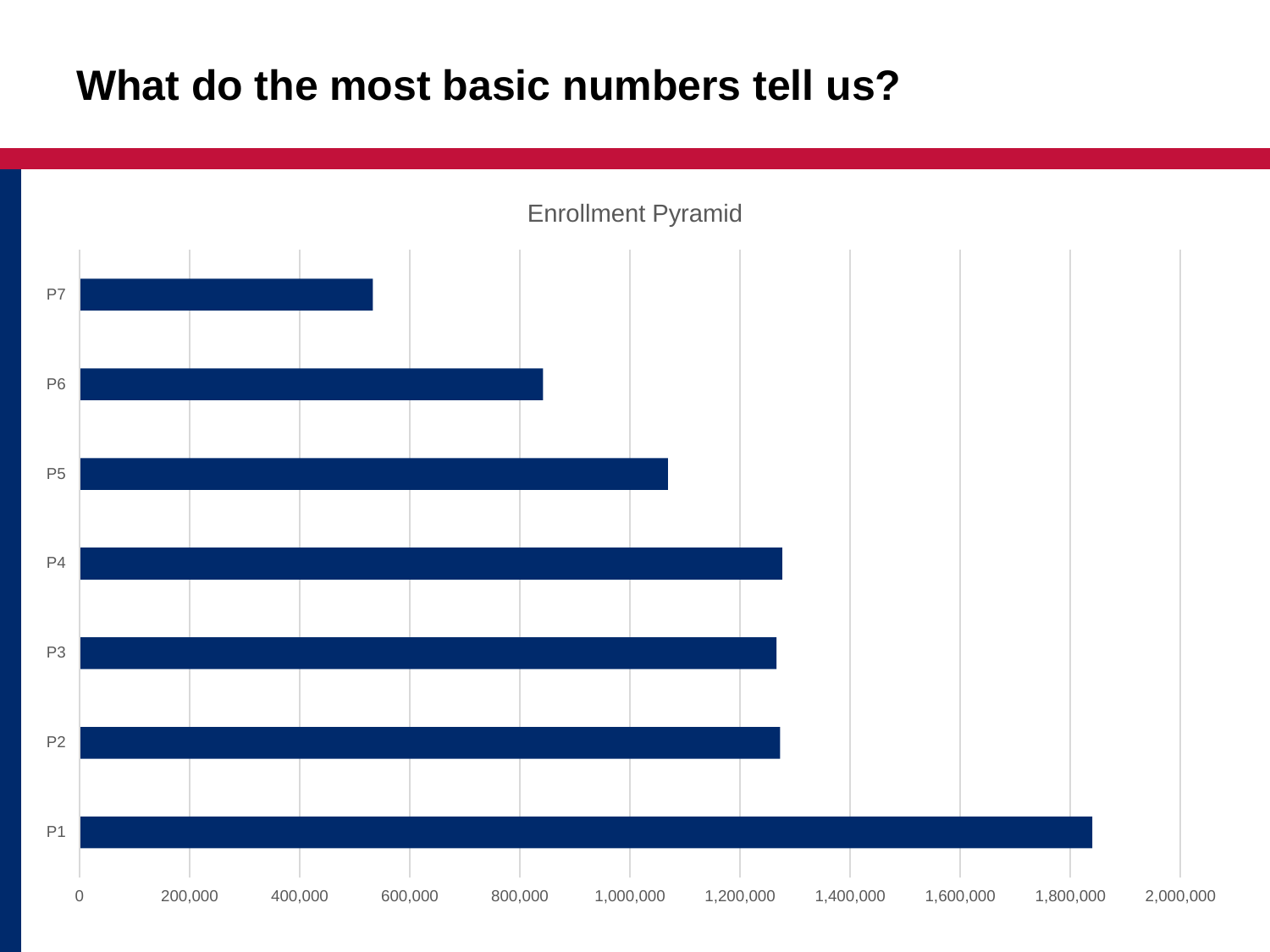# What do the most basic numbers tell us?

Enrollment Pyramid

P7
P6
P5
P4
P3
P2
P1

0
200,000
400,000
600,000
800,000
1,000,000
1,200,000
1,400,000
1,600,000
1,800,000
2,000,000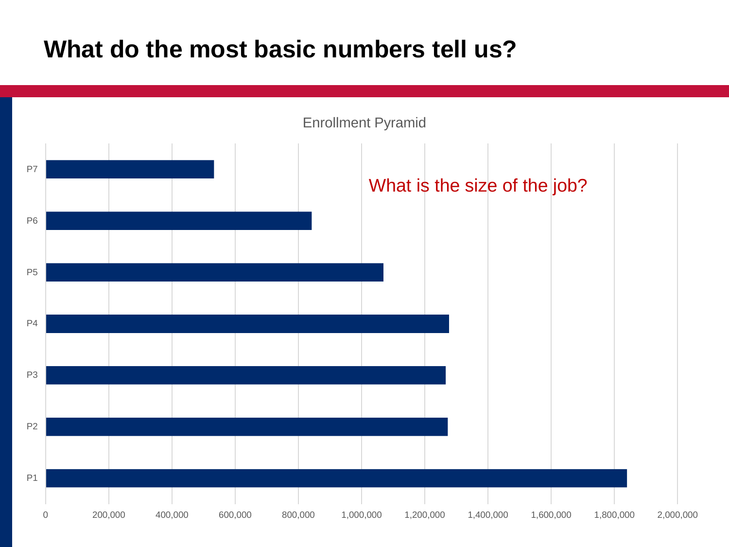# What do the most basic numbers tell us?

Enrollment Pyramid

What is the size of the job?

P7
P6
P5
P4
P3
P2
P1

0
200,000
400,000
600,000
800,000
1,000,000
1,200,000
1,400,000
1,600,000
1,800,000
2,000,000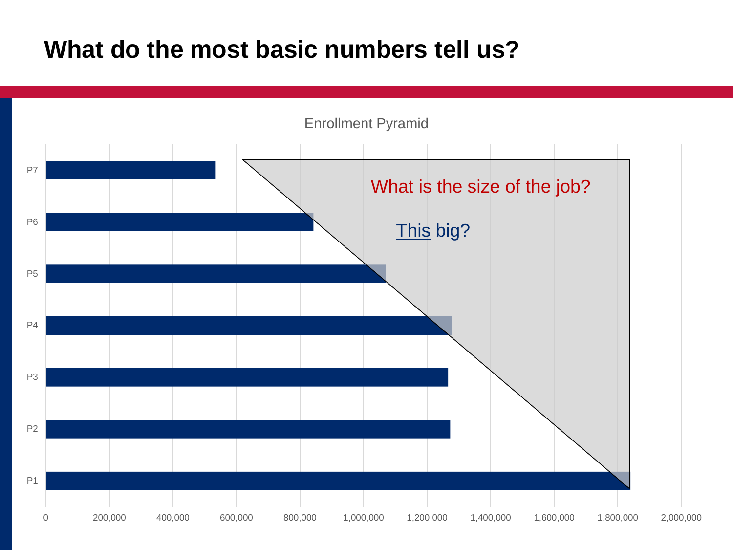# What do the most basic numbers tell us?

Enrollment Pyramid

P7

P6

P5

P4

P3

P2

P1

0 200,000 400,000 600,000 800,000 1,000,000 1,200,000 1,400,000 1,600,000 1,800,000 2,000,000

What is the size of the job?

This big?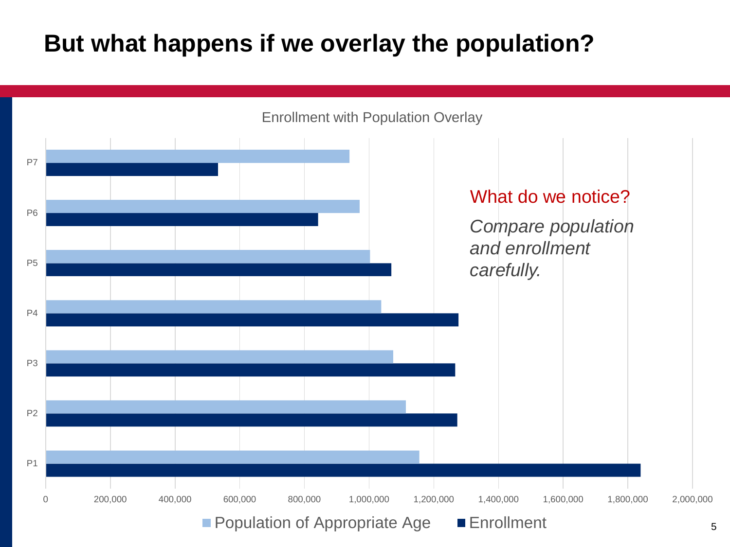# But what happens if we overlay the population?

Enrollment with Population Overlay

P7
P6
P5
P4
P3
P2
P1

0
200,000
400,000
600,000
800,000
1,000,000
1,200,000
1,400,000
1,600,000
1,800,000
2,000,000

Population of Appropriate Age
Enrollment

What do we notice?

*Compare population and enrollment carefully.*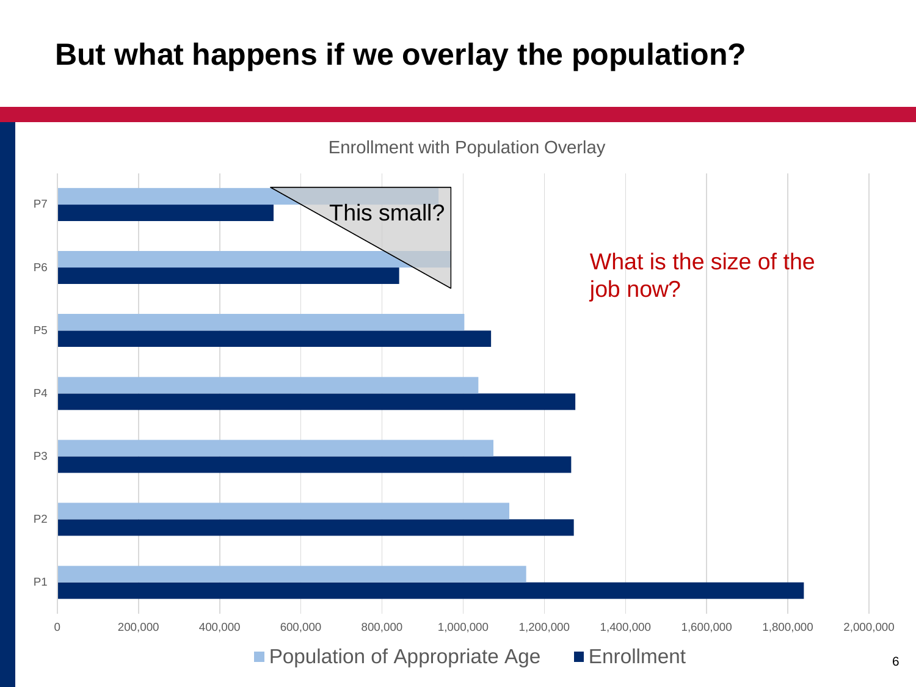# But what happens if we overlay the population?

Enrollment with Population Overlay

P7
P6
P5
P4
P3
P2
P1

0
200,000
400,000
600,000
800,000
1,000,000
1,200,000
1,400,000
1,600,000
1,800,000
2,000,000

Population of Appropriate Age
Enrollment

This small?

What is the size of the job now?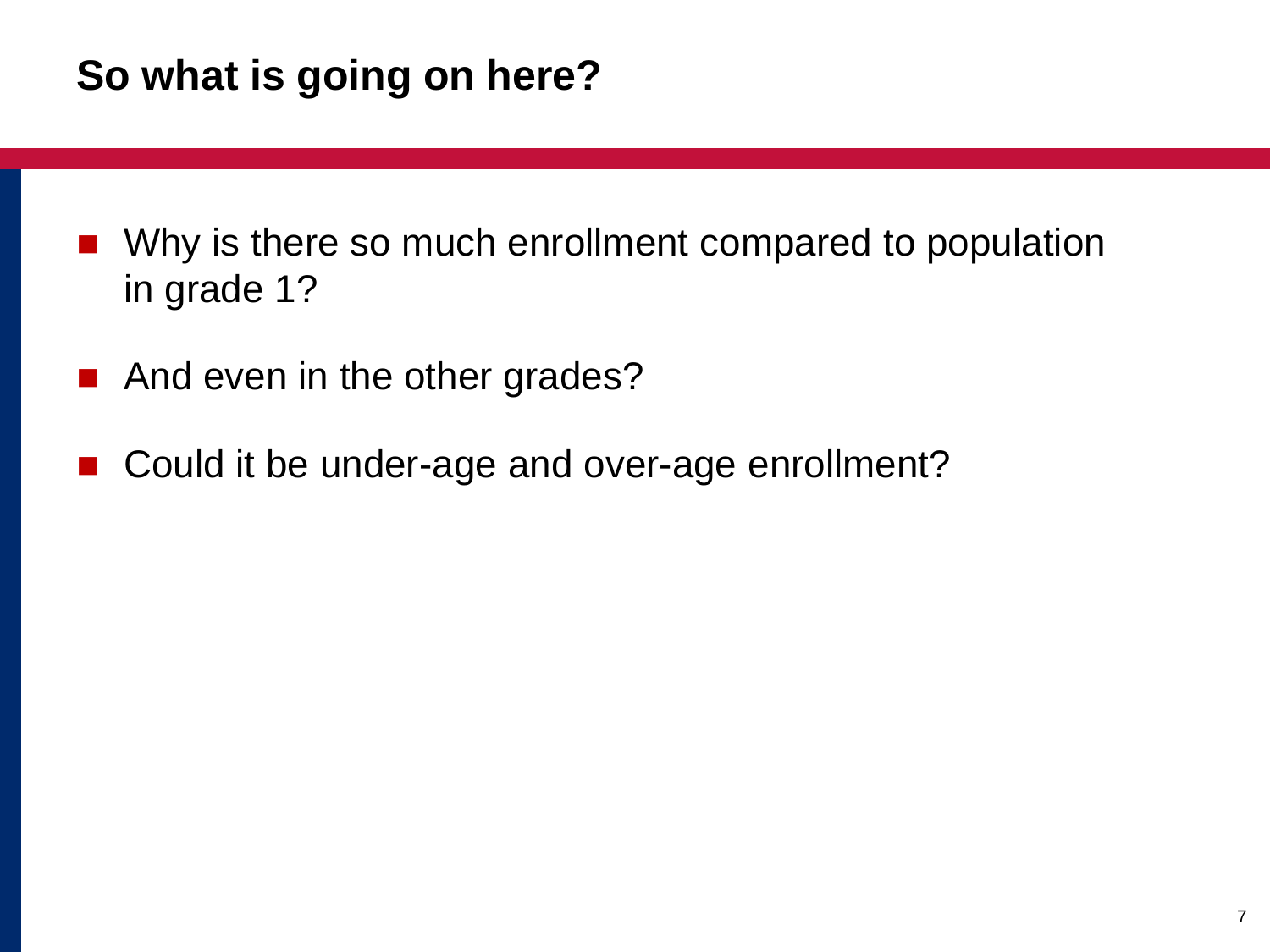# So what is going on here?

- Why is there so much enrollment compared to population in grade 1?
- And even in the other grades?
- Could it be under-age and over-age enrollment?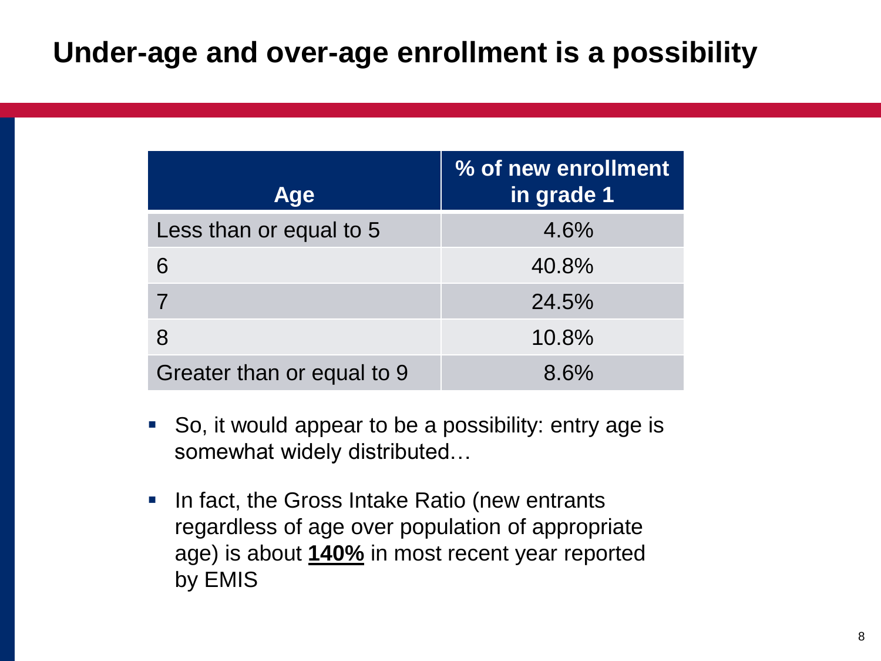# Under-age and over-age enrollment is a possibility

| Age | % of new enrollment in grade 1 |
|---|---|
| Less than or equal to 5 | 4.6% |
| 6 | 40.8% |
| 7 | 24.5% |
| 8 | 10.8% |
| Greater than or equal to 9 | 8.6% |

- So, it would appear to be a possibility: entry age is somewhat widely distributed…
- In fact, the Gross Intake Ratio (new entrants regardless of age over population of appropriate age) is about **140%** in most recent year reported by EMIS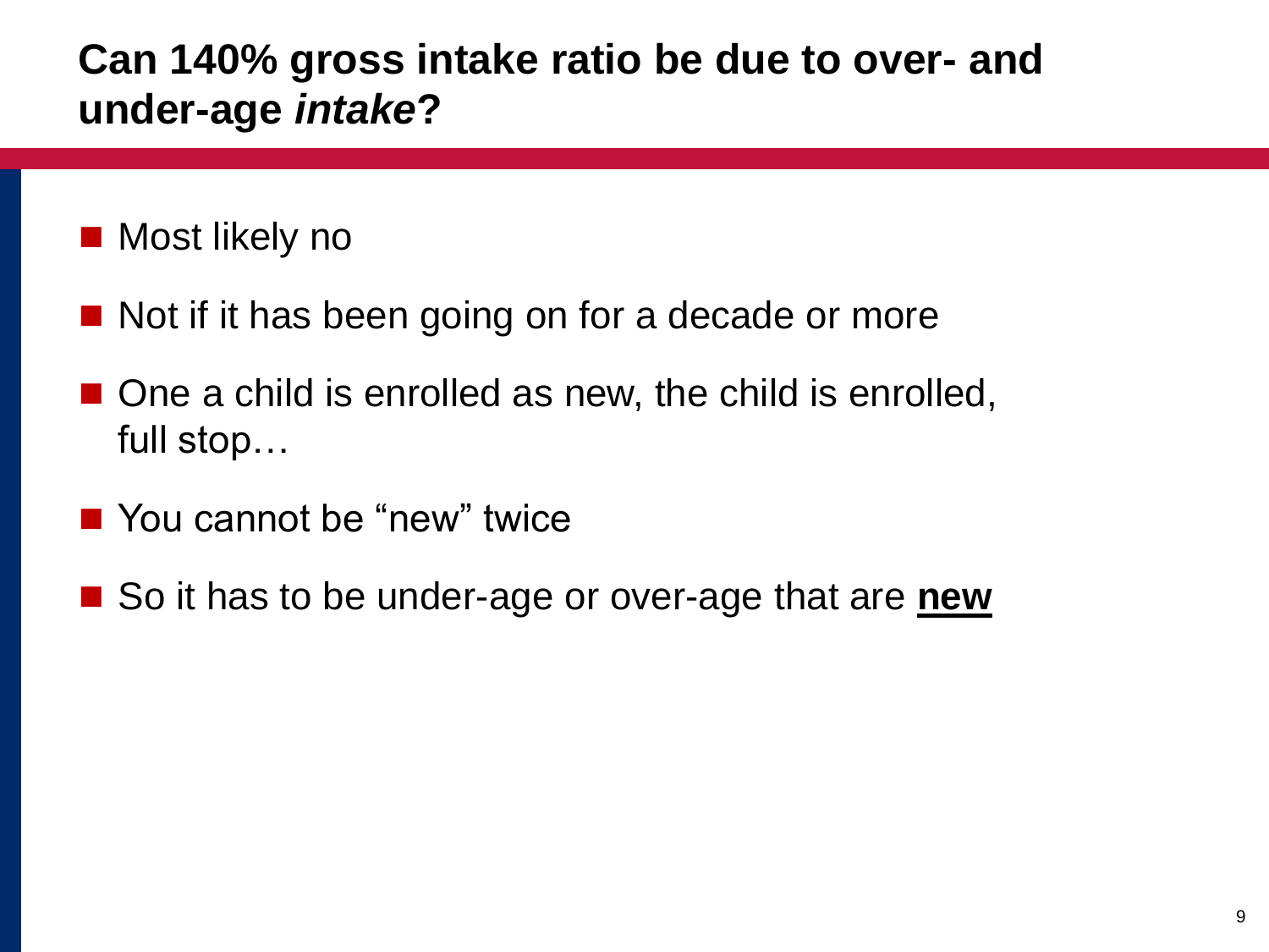## Can 140% gross intake ratio be due to over- and under-age *intake*?

- Most likely no
- Not if it has been going on for a decade or more
- One a child is enrolled as new, the child is enrolled, full stop…
- You cannot be "new" twice
- So it has to be under-age or over-age that are **new**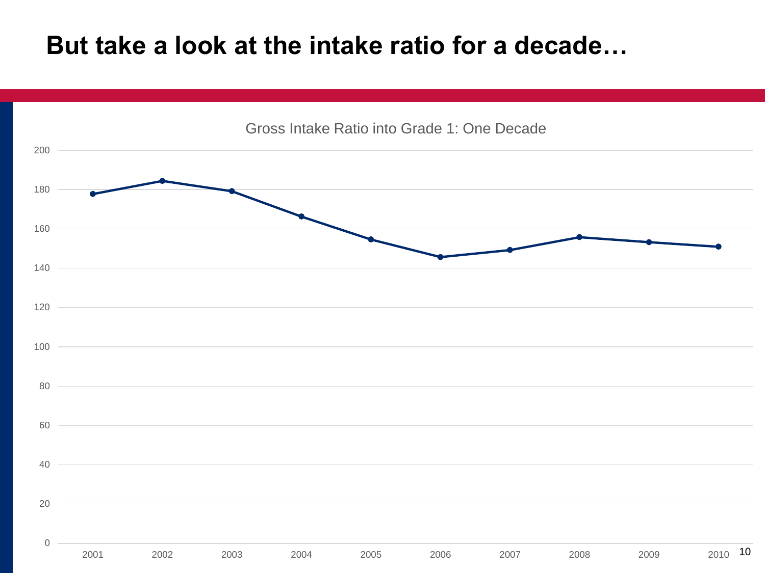# But take a look at the intake ratio for a decade…

Gross Intake Ratio into Grade 1: One Decade

200
180
160
140
120
100
80
60
40
20
0

2001 2002 2003 2004 2005 2006 2007 2008 2009 2010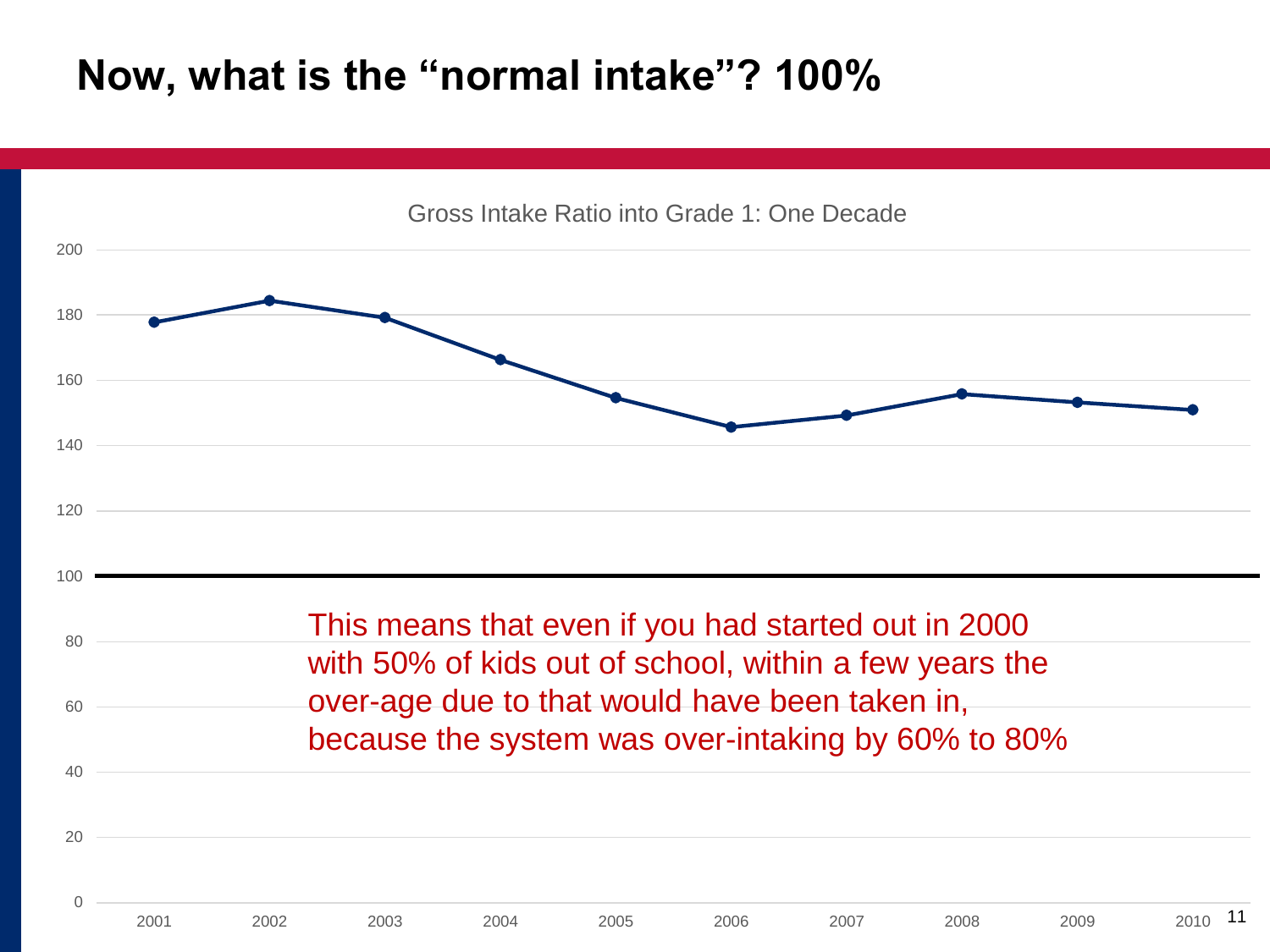# Now, what is the "normal intake"? 100%

Gross Intake Ratio into Grade 1: One Decade

200
180
160
140
120
100
80
60
40
20
0

2001 2002 2003 2004 2005 2006 2007 2008 2009 2010

This means that even if you had started out in 2000 with 50% of kids out of school, within a few years the over-age due to that would have been taken in, because the system was over-intaking by 60% to 80%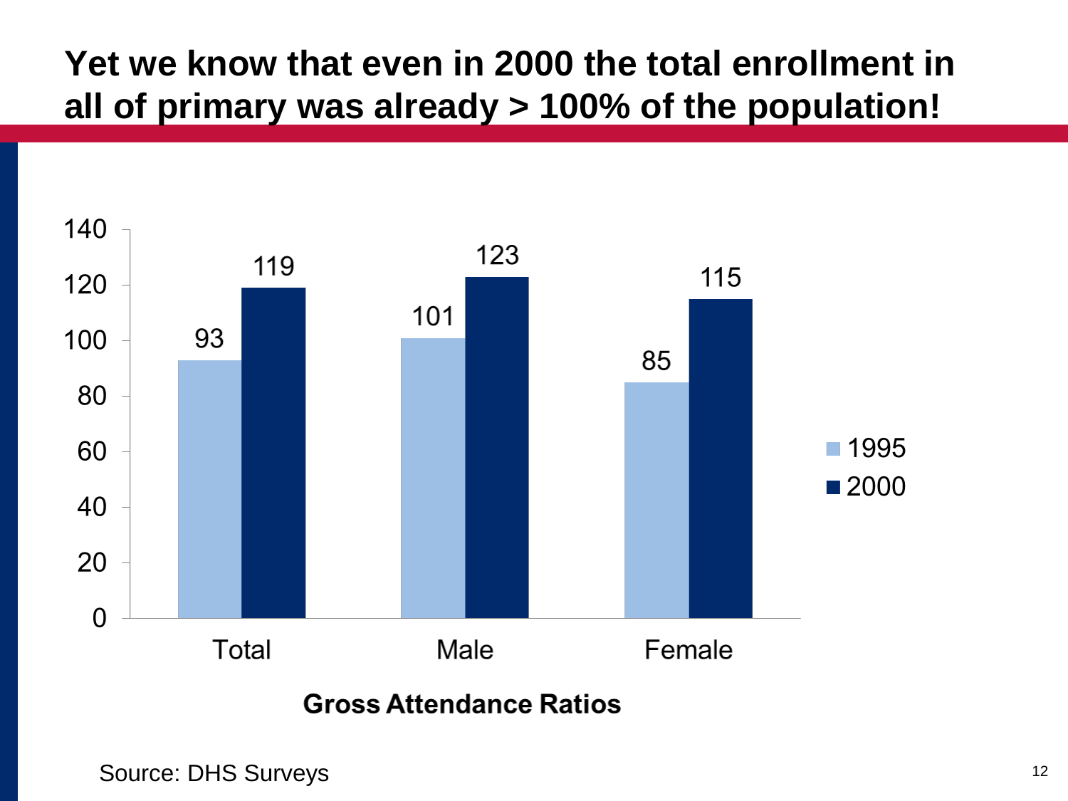# Yet we know that even in 2000 the total enrollment in all of primary was already > 100% of the population!

140
120
100
80
60
40
20
0

93
119
101
123
85
115

Total
Male
Female

1995
2000

**Gross Attendance Ratios**

Source: DHS Surveys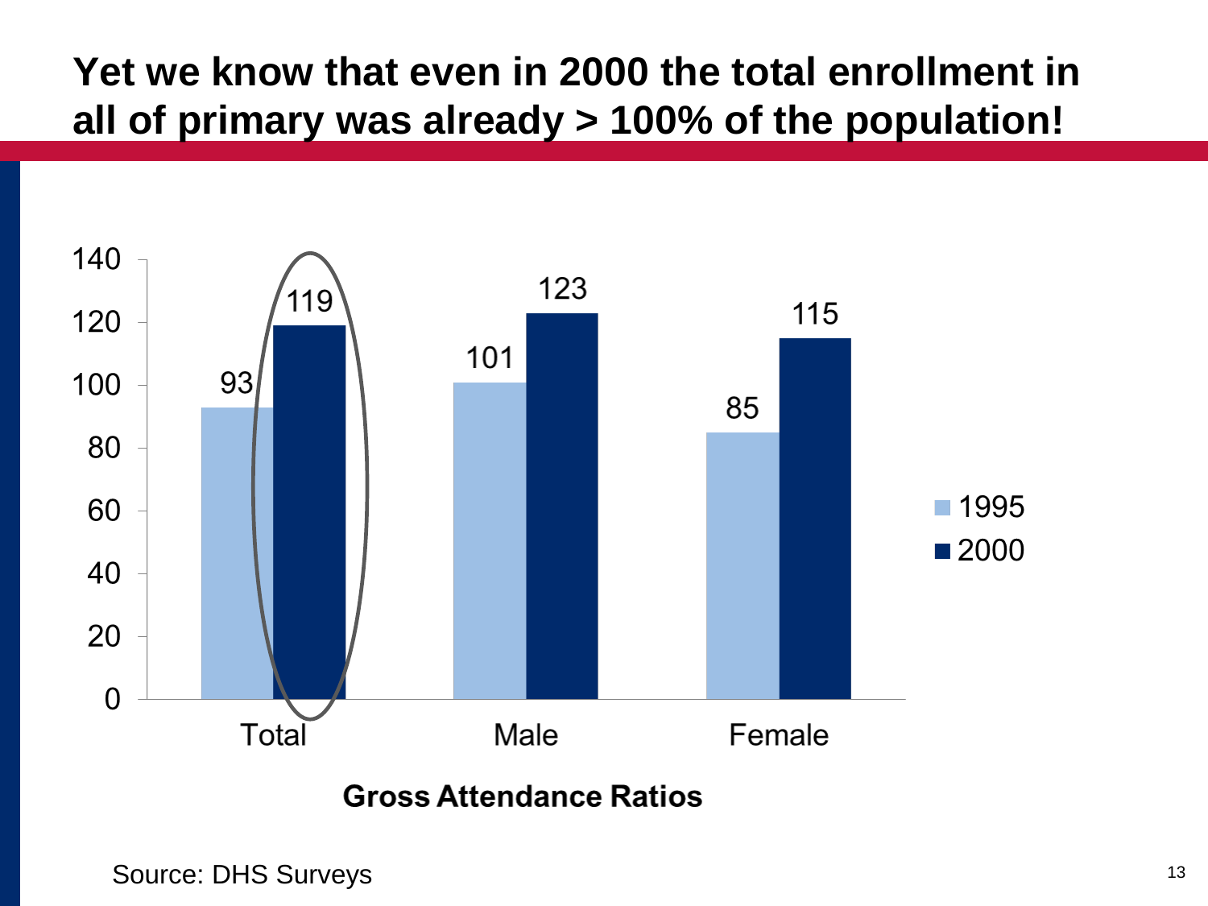# Yet we know that even in 2000 the total enrollment in all of primary was already > 100% of the population!

140
120
100
80
60
40
20
0

93
119
101
123
85
115

Total
Male
Female

1995
2000

**Gross Attendance Ratios**

Source: DHS Surveys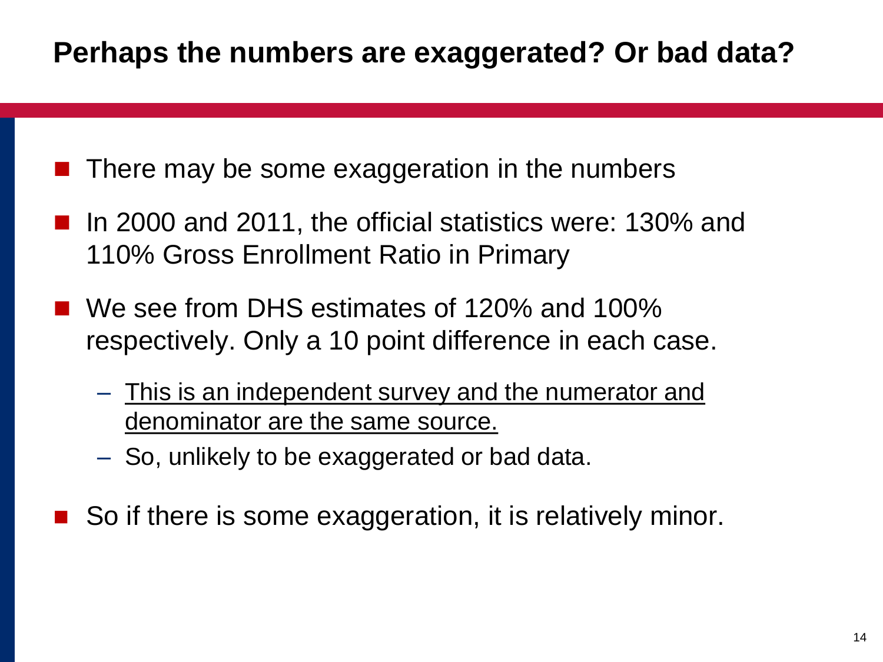## Perhaps the numbers are exaggerated? Or bad data?

- There may be some exaggeration in the numbers
- In 2000 and 2011, the official statistics were: 130% and 110% Gross Enrollment Ratio in Primary
- We see from DHS estimates of 120% and 100% respectively. Only a 10 point difference in each case.
  - <u>This is an independent survey and the numerator and denominator are the same source.</u>
  - So, unlikely to be exaggerated or bad data.
- So if there is some exaggeration, it is relatively minor.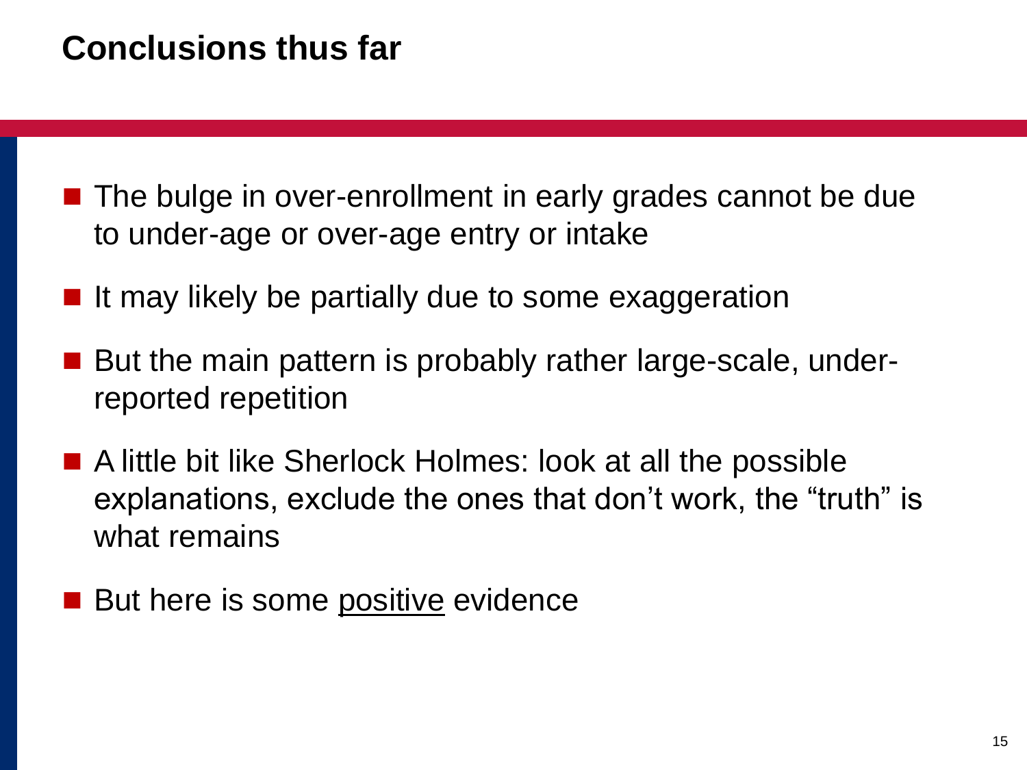# Conclusions thus far

- The bulge in over-enrollment in early grades cannot be due to under-age or over-age entry or intake
- It may likely be partially due to some exaggeration
- But the main pattern is probably rather large-scale, under-reported repetition
- A little bit like Sherlock Holmes: look at all the possible explanations, exclude the ones that don't work, the "truth" is what remains
- But here is some <u>positive</u> evidence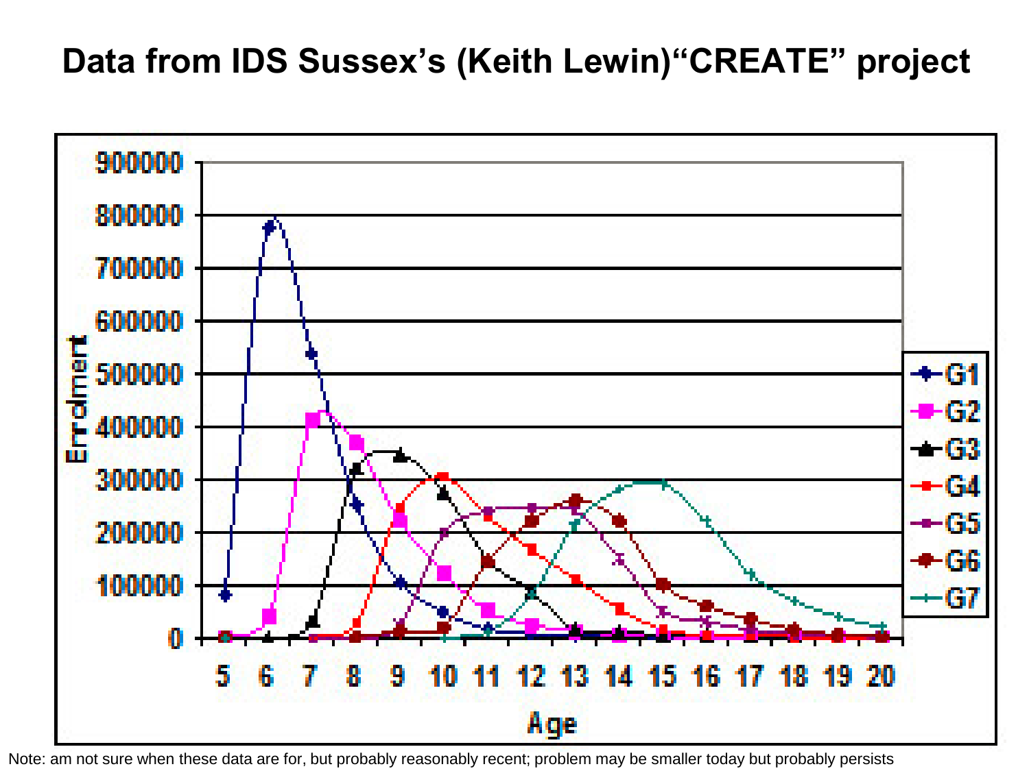# Data from IDS Sussex's (Keith Lewin)"CREATE" project

900000
800000
700000
600000
500000
400000
300000
200000
100000
0

Enrolment

5 6 7 8 9 10 11 12 13 14 15 16 17 18 19 20

Age

G1
G2
G3
G4
G5
G6
G7

Note: am not sure when these data are for, but probably reasonably recent; problem may be smaller today but probably persists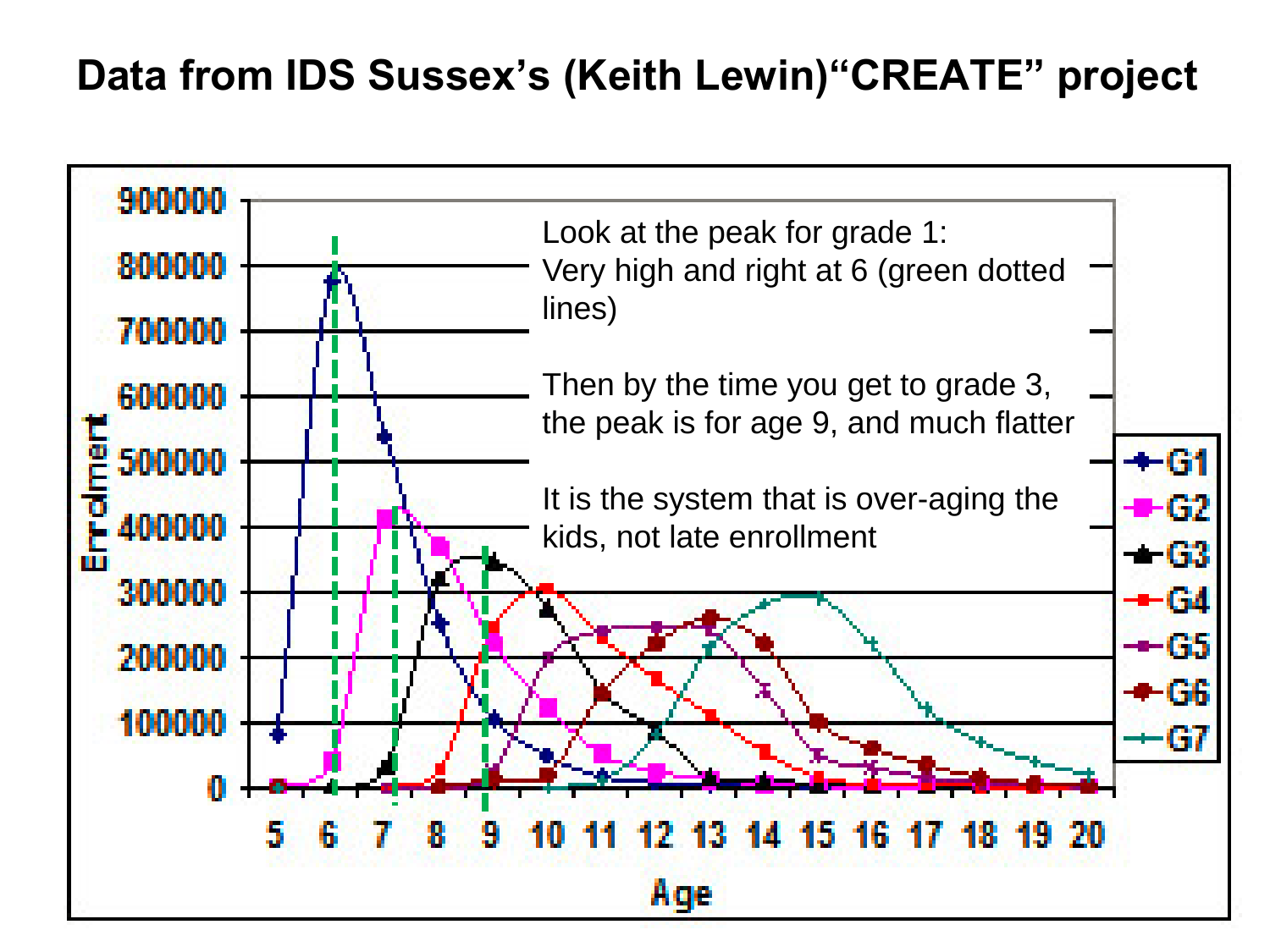# Data from IDS Sussex's (Keith Lewin)"CREATE" project

Look at the peak for grade 1: Very high and right at 6 (green dotted lines)

Then by the time you get to grade 3, the peak is for age 9, and much flatter

It is the system that is over-aging the kids, not late enrollment

Enrolment

900000
800000
700000
600000
500000
400000
300000
200000
100000
0

5 6 7 8 9 10 11 12 13 14 15 16 17 18 19 20

Age

G1
G2
G3
G4
G5
G6
G7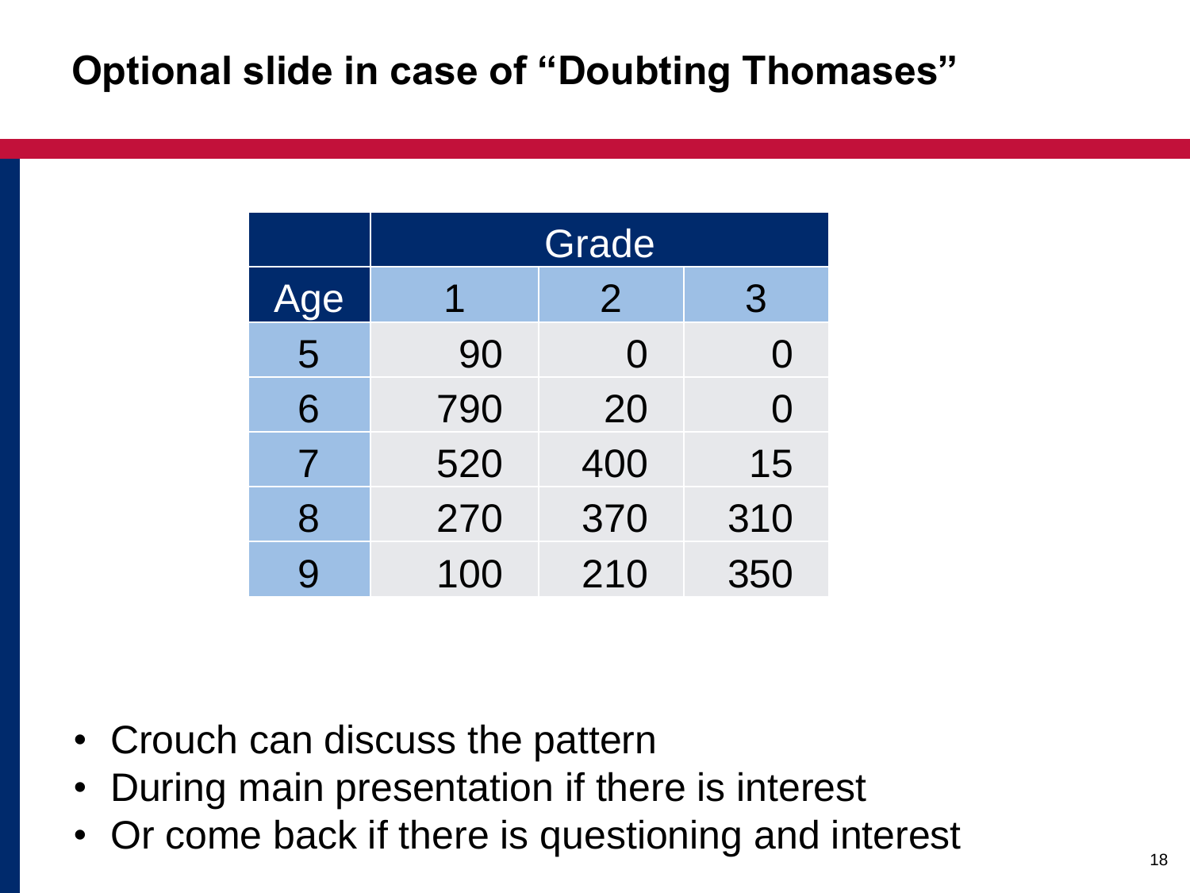## Optional slide in case of "Doubting Thomases"

| | Grade | | |
|---|---|---|---|
| Age | 1 | 2 | 3 |
| 5 | 90 | 0 | 0 |
| 6 | 790 | 20 | 0 |
| 7 | 520 | 400 | 15 |
| 8 | 270 | 370 | 310 |
| 9 | 100 | 210 | 350 |

- Crouch can discuss the pattern
- During main presentation if there is interest
- Or come back if there is questioning and interest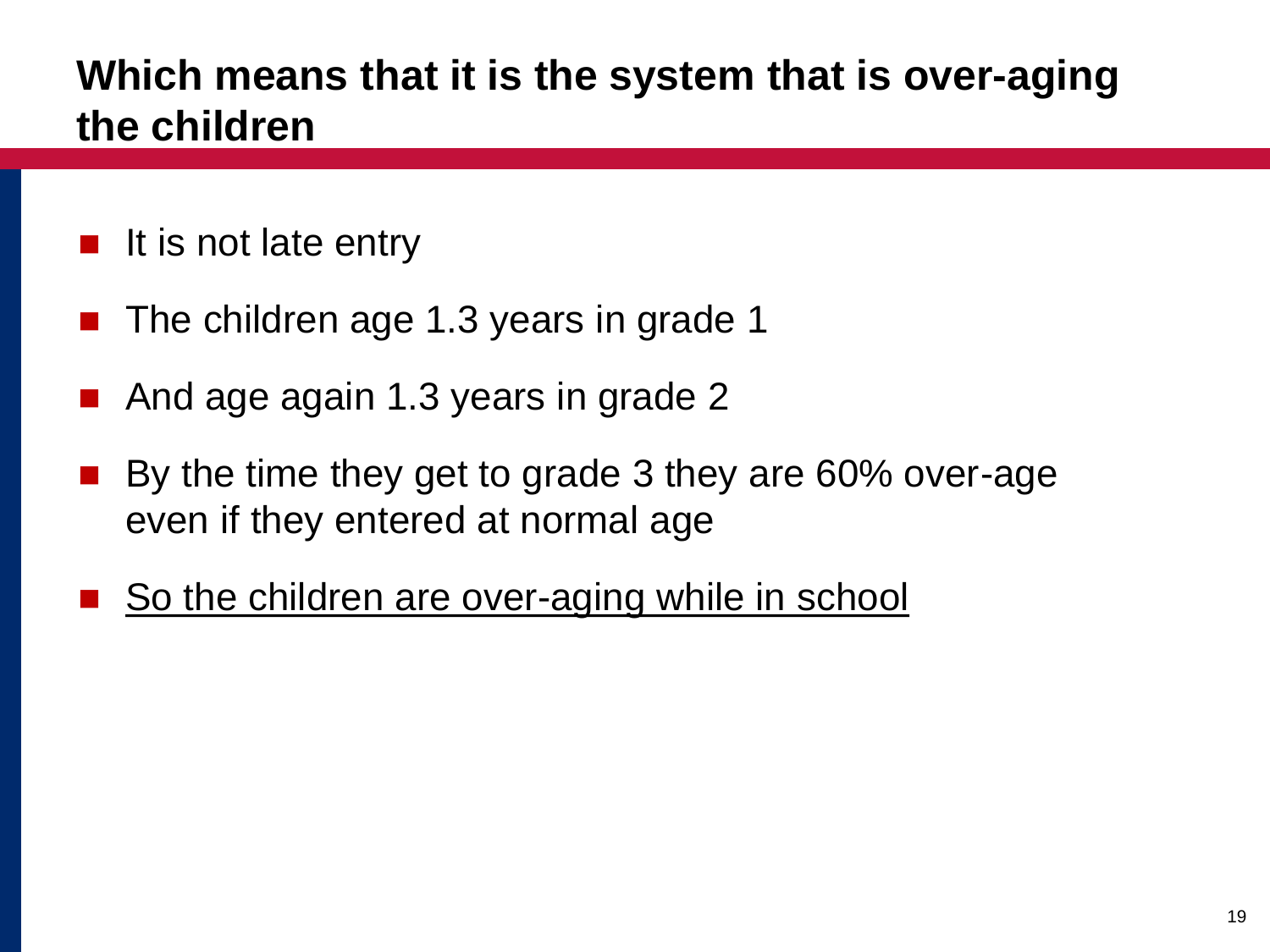## Which means that it is the system that is over-aging the children

- It is not late entry
- The children age 1.3 years in grade 1
- And age again 1.3 years in grade 2
- By the time they get to grade 3 they are 60% over-age even if they entered at normal age
- <u>So the children are over-aging while in school</u>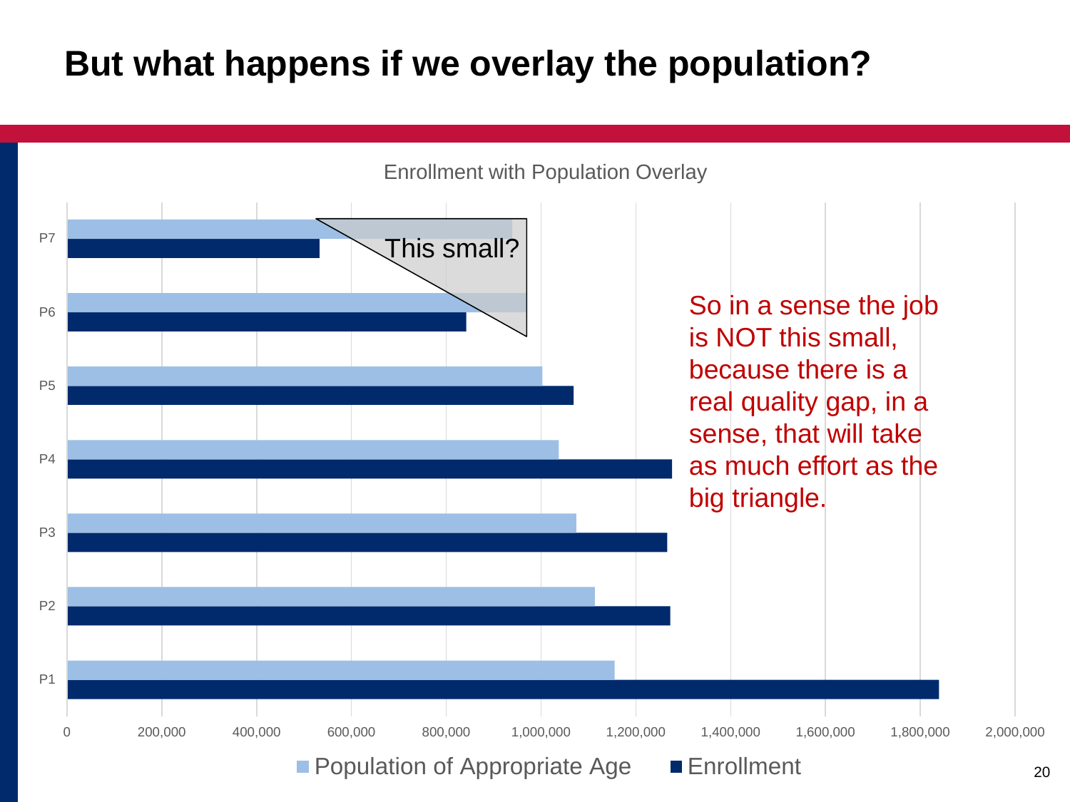# But what happens if we overlay the population?

Enrollment with Population Overlay

P7
P6
P5
P4
P3
P2
P1

0
200,000
400,000
600,000
800,000
1,000,000
1,200,000
1,400,000
1,600,000
1,800,000
2,000,000

Population of Appropriate Age
Enrollment

This small?

So in a sense the job is NOT this small, because there is a real quality gap, in a sense, that will take as much effort as the big triangle.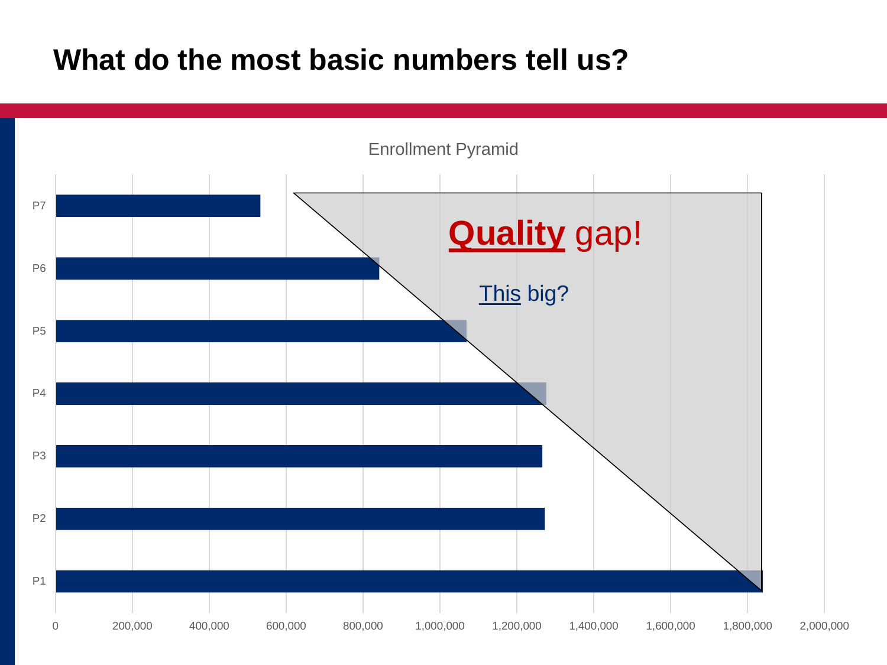# What do the most basic numbers tell us?

Enrollment Pyramid

P7

P6

P5

P4

P3

P2

P1

0

200,000

400,000

600,000

800,000

1,000,000

1,200,000

1,400,000

1,600,000

1,800,000

2,000,000

**Quality** gap!

This big?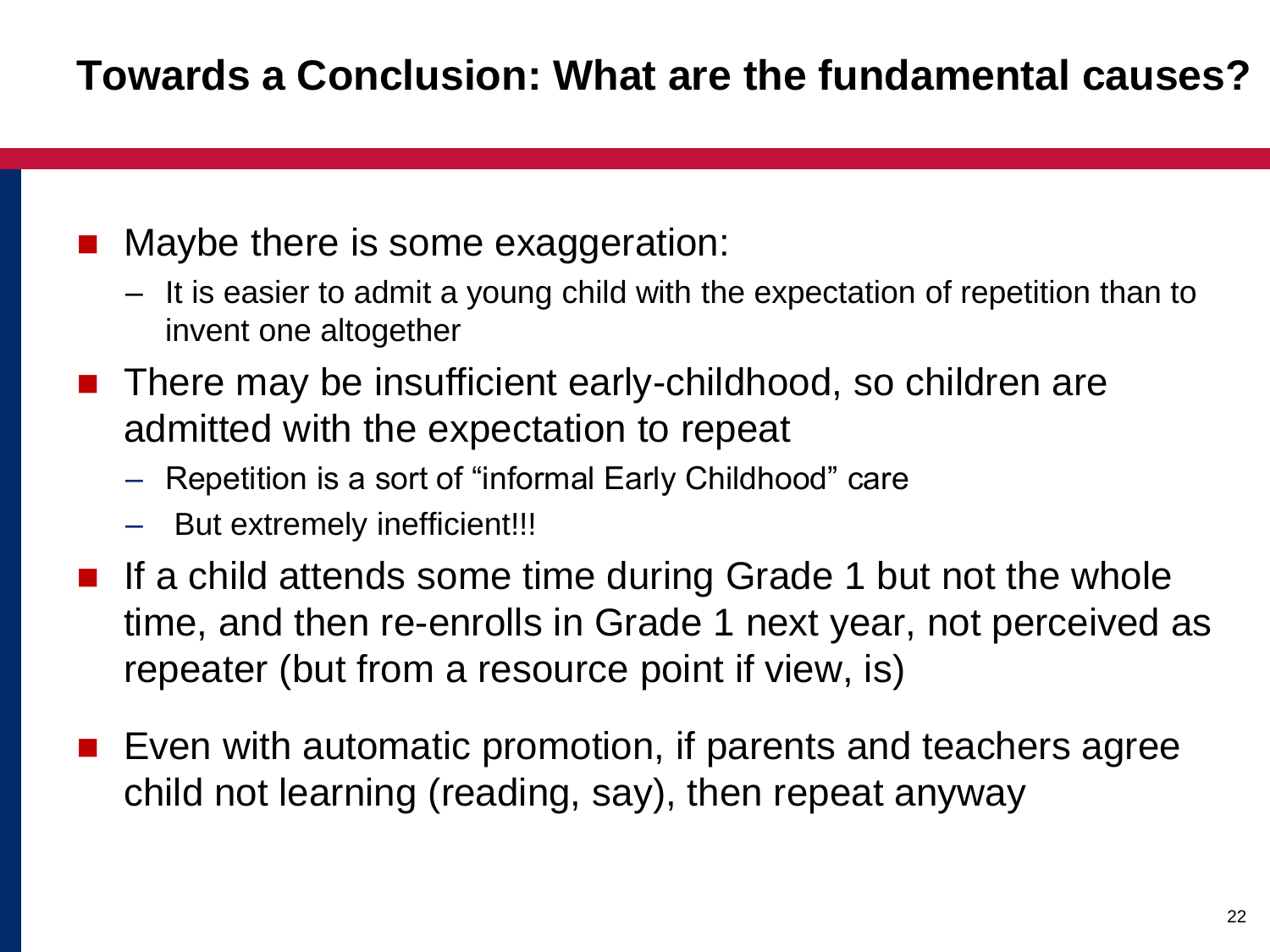## Towards a Conclusion: What are the fundamental causes?

- Maybe there is some exaggeration:
  - It is easier to admit a young child with the expectation of repetition than to invent one altogether
- There may be insufficient early-childhood, so children are admitted with the expectation to repeat
  - Repetition is a sort of "informal Early Childhood" care
  - But extremely inefficient!!!
- If a child attends some time during Grade 1 but not the whole time, and then re-enrolls in Grade 1 next year, not perceived as repeater (but from a resource point if view, is)
- Even with automatic promotion, if parents and teachers agree child not learning (reading, say), then repeat anyway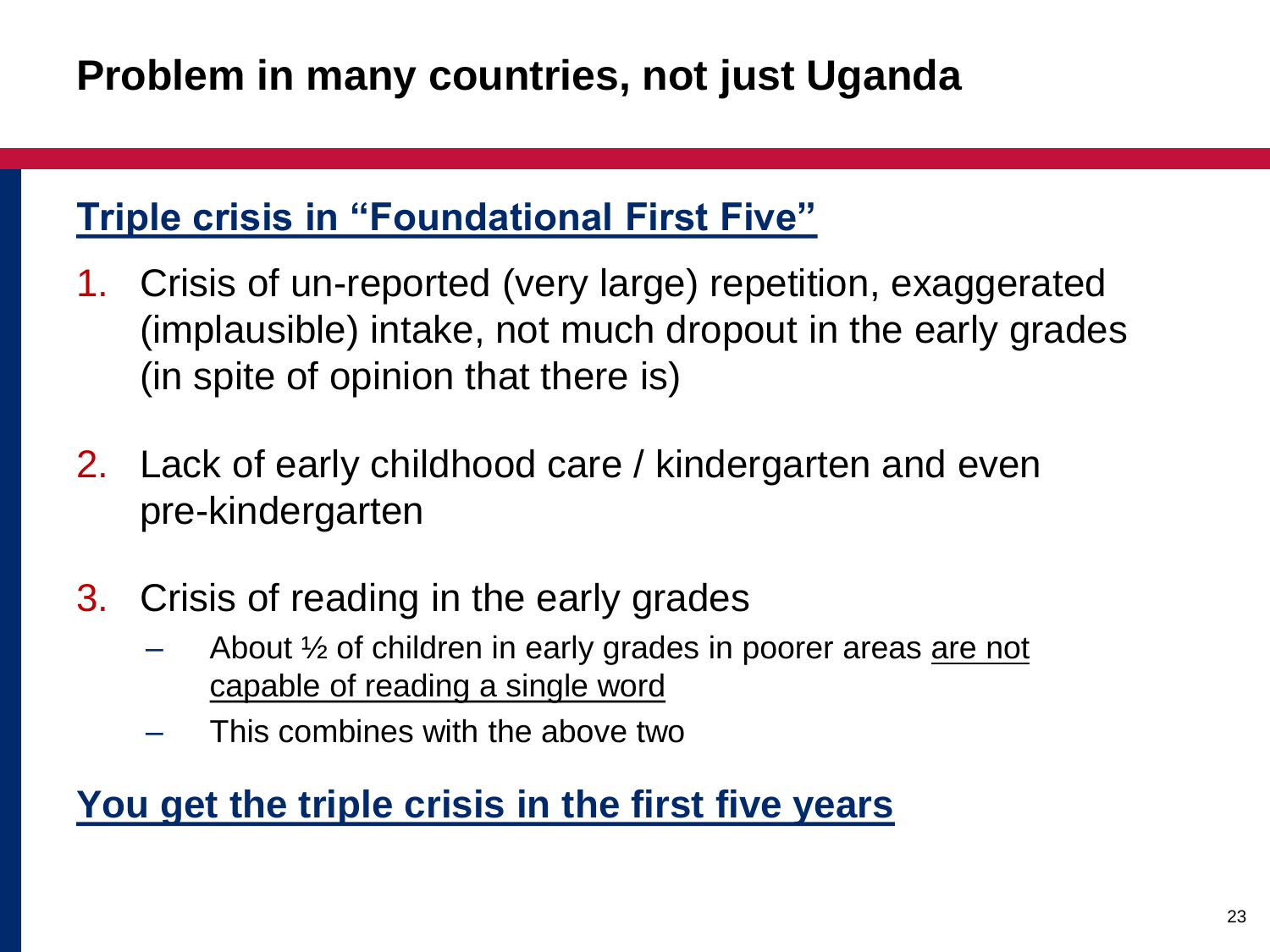# Problem in many countries, not just Uganda

**Triple crisis in "Foundational First Five"**

1. Crisis of un-reported (very large) repetition, exaggerated (implausible) intake, not much dropout in the early grades (in spite of opinion that there is)
2. Lack of early childhood care / kindergarten and even pre-kindergarten
3. Crisis of reading in the early grades
   - About ½ of children in early grades in poorer areas are not capable of reading a single word
   - This combines with the above two

**You get the triple crisis in the first five years**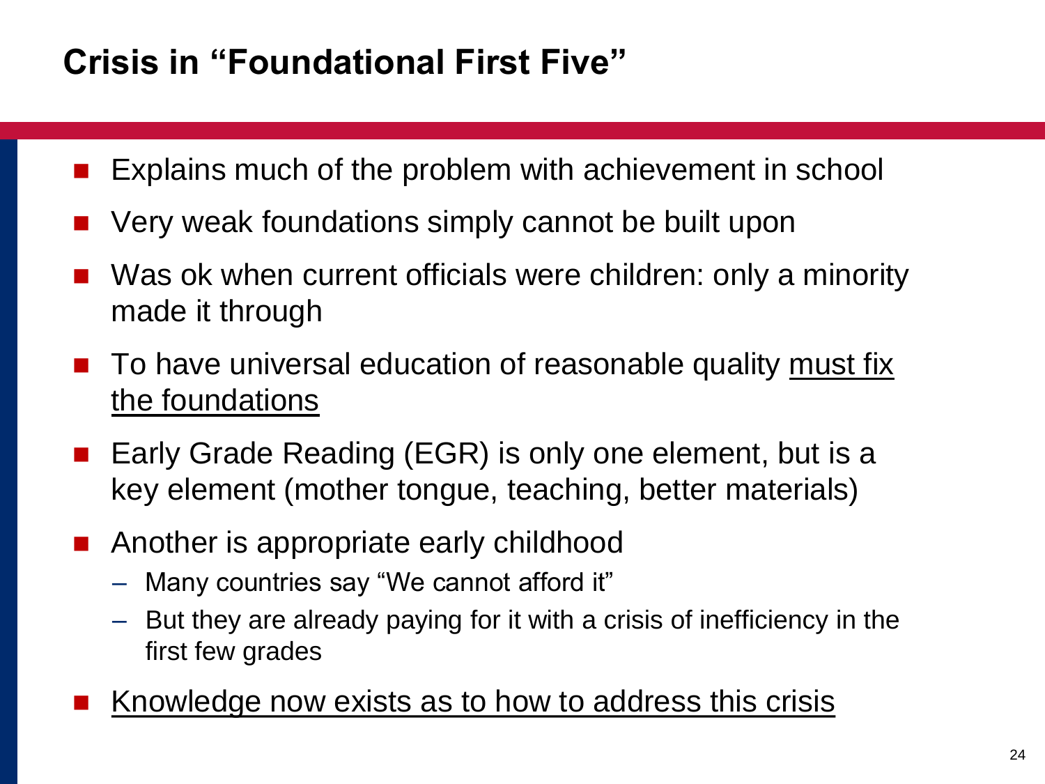# Crisis in "Foundational First Five"

- Explains much of the problem with achievement in school
- Very weak foundations simply cannot be built upon
- Was ok when current officials were children: only a minority made it through
- To have universal education of reasonable quality <u>must fix the foundations</u>
- Early Grade Reading (EGR) is only one element, but is a key element (mother tongue, teaching, better materials)
- Another is appropriate early childhood
  - Many countries say "We cannot afford it"
  - But they are already paying for it with a crisis of inefficiency in the first few grades
- <u>Knowledge now exists as to how to address this crisis</u>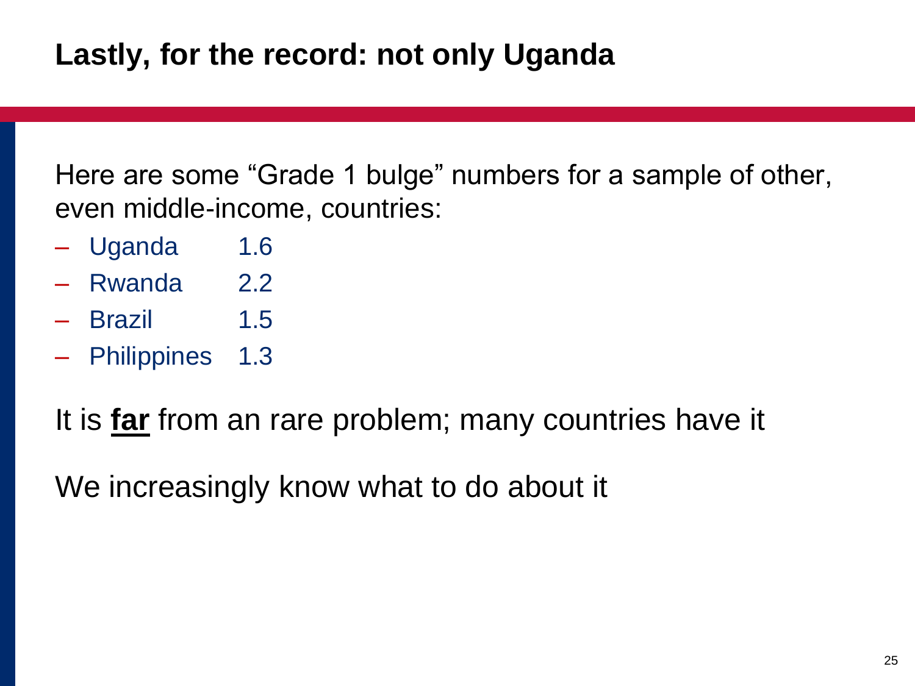# Lastly, for the record: not only Uganda

Here are some "Grade 1 bulge" numbers for a sample of other, even middle-income, countries:

- Uganda 1.6
- Rwanda 2.2
- Brazil 1.5
- Philippines 1.3

It is **far** from an rare problem; many countries have it

We increasingly know what to do about it